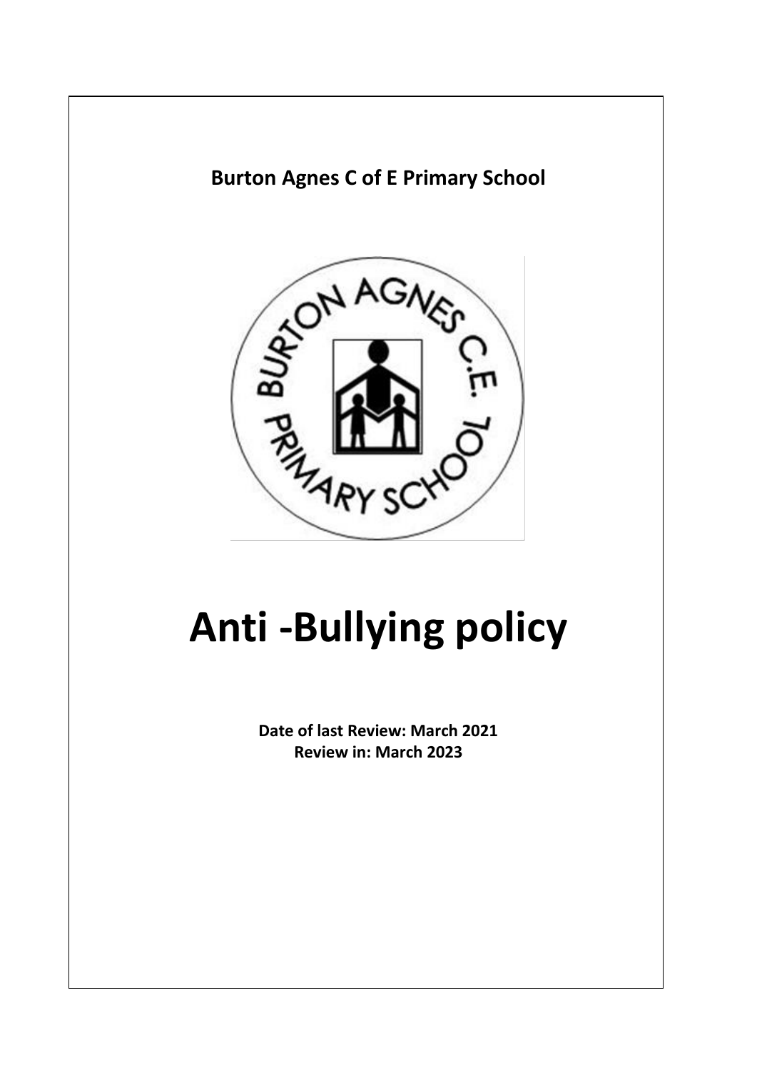**Burton Agnes C of E Primary School**

# Anti -Bullying policy

**Date of last Review: March 2021**
**Review in: March 2023**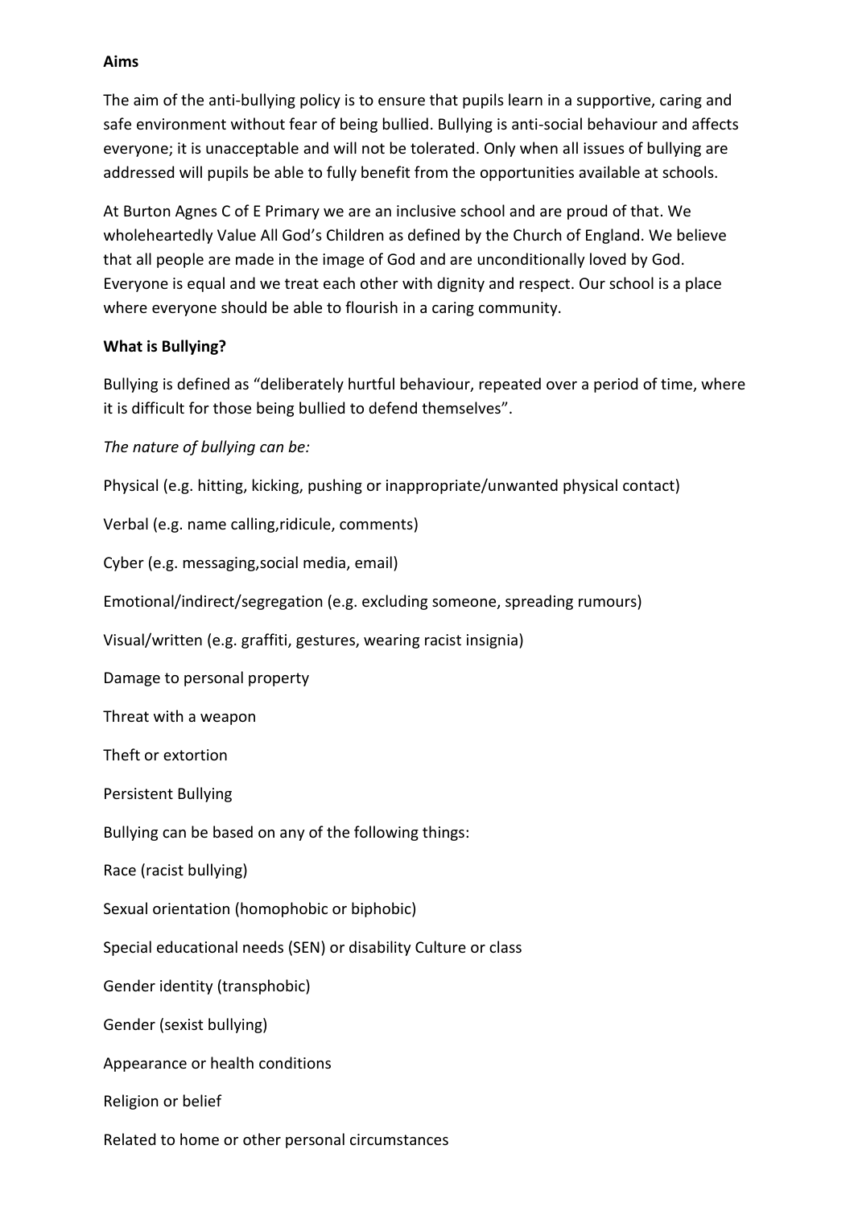**Aims**

The aim of the anti-bullying policy is to ensure that pupils learn in a supportive, caring and safe environment without fear of being bullied. Bullying is anti-social behaviour and affects everyone; it is unacceptable and will not be tolerated. Only when all issues of bullying are addressed will pupils be able to fully benefit from the opportunities available at schools.

At Burton Agnes C of E Primary we are an inclusive school and are proud of that. We wholeheartedly Value All God's Children as defined by the Church of England. We believe that all people are made in the image of God and are unconditionally loved by God. Everyone is equal and we treat each other with dignity and respect. Our school is a place where everyone should be able to flourish in a caring community.

**What is Bullying?**

Bullying is defined as "deliberately hurtful behaviour, repeated over a period of time, where it is difficult for those being bullied to defend themselves".

*The nature of bullying can be:*

Physical (e.g. hitting, kicking, pushing or inappropriate/unwanted physical contact)

Verbal (e.g. name calling,ridicule, comments)

Cyber (e.g. messaging,social media, email)

Emotional/indirect/segregation (e.g. excluding someone, spreading rumours)

Visual/written (e.g. graffiti, gestures, wearing racist insignia)

Damage to personal property

Threat with a weapon

Theft or extortion

Persistent Bullying

Bullying can be based on any of the following things:

Race (racist bullying)

Sexual orientation (homophobic or biphobic)

Special educational needs (SEN) or disability Culture or class

Gender identity (transphobic)

Gender (sexist bullying)

Appearance or health conditions

Religion or belief

Related to home or other personal circumstances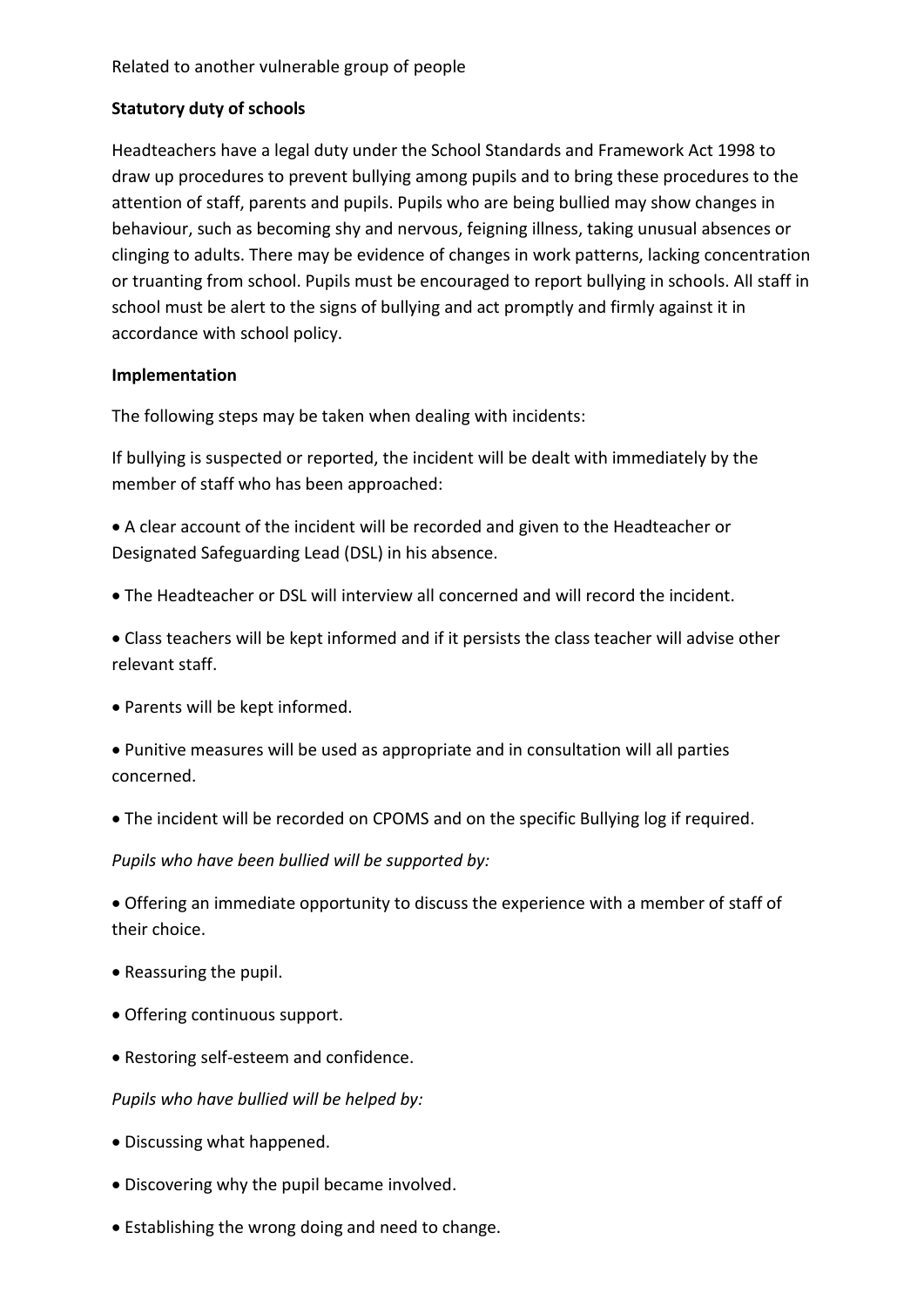Related to another vulnerable group of people

**Statutory duty of schools**

Headteachers have a legal duty under the School Standards and Framework Act 1998 to draw up procedures to prevent bullying among pupils and to bring these procedures to the attention of staff, parents and pupils. Pupils who are being bullied may show changes in behaviour, such as becoming shy and nervous, feigning illness, taking unusual absences or clinging to adults. There may be evidence of changes in work patterns, lacking concentration or truanting from school. Pupils must be encouraged to report bullying in schools. All staff in school must be alert to the signs of bullying and act promptly and firmly against it in accordance with school policy.

**Implementation**

The following steps may be taken when dealing with incidents:

If bullying is suspected or reported, the incident will be dealt with immediately by the member of staff who has been approached:

- A clear account of the incident will be recorded and given to the Headteacher or Designated Safeguarding Lead (DSL) in his absence.
- The Headteacher or DSL will interview all concerned and will record the incident.
- Class teachers will be kept informed and if it persists the class teacher will advise other relevant staff.
- Parents will be kept informed.
- Punitive measures will be used as appropriate and in consultation will all parties concerned.
- The incident will be recorded on CPOMS and on the specific Bullying log if required.

*Pupils who have been bullied will be supported by:*

- Offering an immediate opportunity to discuss the experience with a member of staff of their choice.
- Reassuring the pupil.
- Offering continuous support.
- Restoring self-esteem and confidence.

*Pupils who have bullied will be helped by:*

- Discussing what happened.
- Discovering why the pupil became involved.
- Establishing the wrong doing and need to change.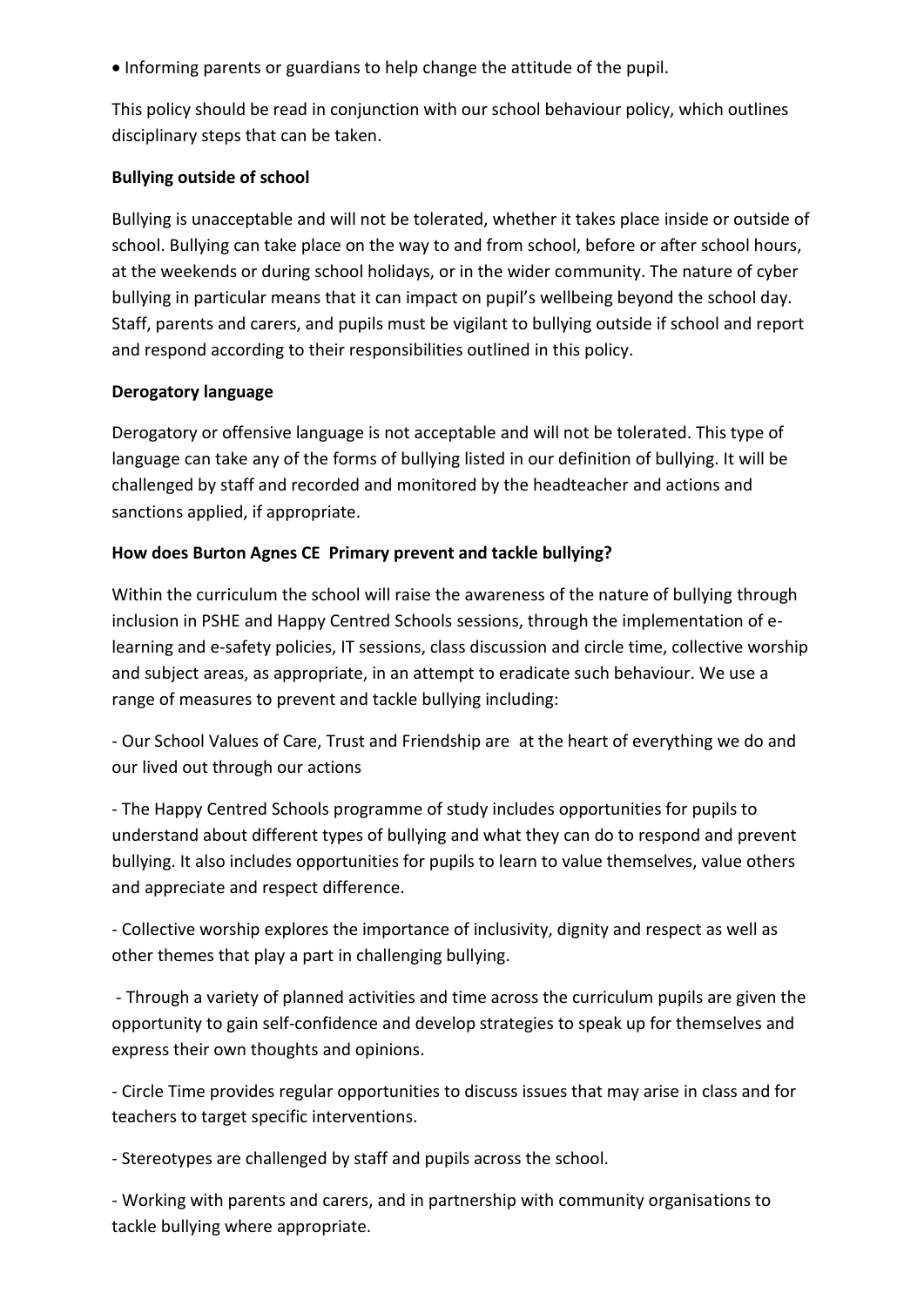- Informing parents or guardians to help change the attitude of the pupil.

This policy should be read in conjunction with our school behaviour policy, which outlines disciplinary steps that can be taken.

**Bullying outside of school**

Bullying is unacceptable and will not be tolerated, whether it takes place inside or outside of school. Bullying can take place on the way to and from school, before or after school hours, at the weekends or during school holidays, or in the wider community. The nature of cyber bullying in particular means that it can impact on pupil's wellbeing beyond the school day. Staff, parents and carers, and pupils must be vigilant to bullying outside if school and report and respond according to their responsibilities outlined in this policy.

**Derogatory language**

Derogatory or offensive language is not acceptable and will not be tolerated. This type of language can take any of the forms of bullying listed in our definition of bullying. It will be challenged by staff and recorded and monitored by the headteacher and actions and sanctions applied, if appropriate.

**How does Burton Agnes CE Primary prevent and tackle bullying?**

Within the curriculum the school will raise the awareness of the nature of bullying through inclusion in PSHE and Happy Centred Schools sessions, through the implementation of e-learning and e-safety policies, IT sessions, class discussion and circle time, collective worship and subject areas, as appropriate, in an attempt to eradicate such behaviour. We use a range of measures to prevent and tackle bullying including:

- Our School Values of Care, Trust and Friendship are at the heart of everything we do and our lived out through our actions

- The Happy Centred Schools programme of study includes opportunities for pupils to understand about different types of bullying and what they can do to respond and prevent bullying. It also includes opportunities for pupils to learn to value themselves, value others and appreciate and respect difference.

- Collective worship explores the importance of inclusivity, dignity and respect as well as other themes that play a part in challenging bullying.

- Through a variety of planned activities and time across the curriculum pupils are given the opportunity to gain self-confidence and develop strategies to speak up for themselves and express their own thoughts and opinions.

- Circle Time provides regular opportunities to discuss issues that may arise in class and for teachers to target specific interventions.

- Stereotypes are challenged by staff and pupils across the school.

- Working with parents and carers, and in partnership with community organisations to tackle bullying where appropriate.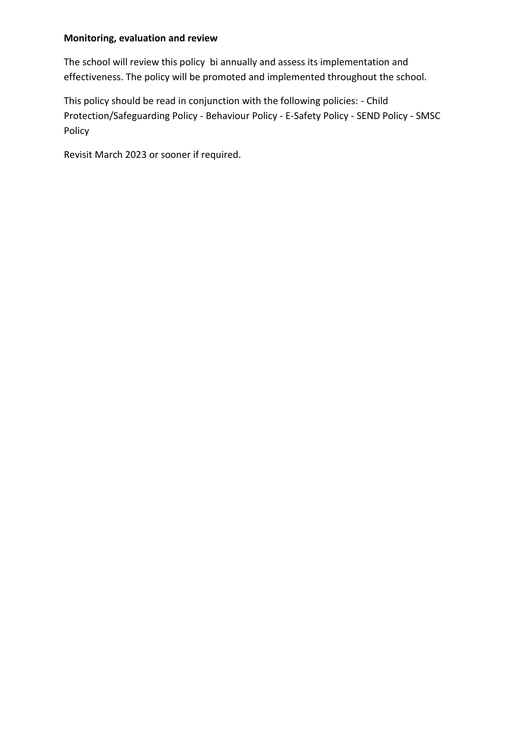**Monitoring, evaluation and review**

The school will review this policy bi annually and assess its implementation and effectiveness. The policy will be promoted and implemented throughout the school.

This policy should be read in conjunction with the following policies: - Child Protection/Safeguarding Policy - Behaviour Policy - E-Safety Policy - SEND Policy - SMSC Policy

Revisit March 2023 or sooner if required.